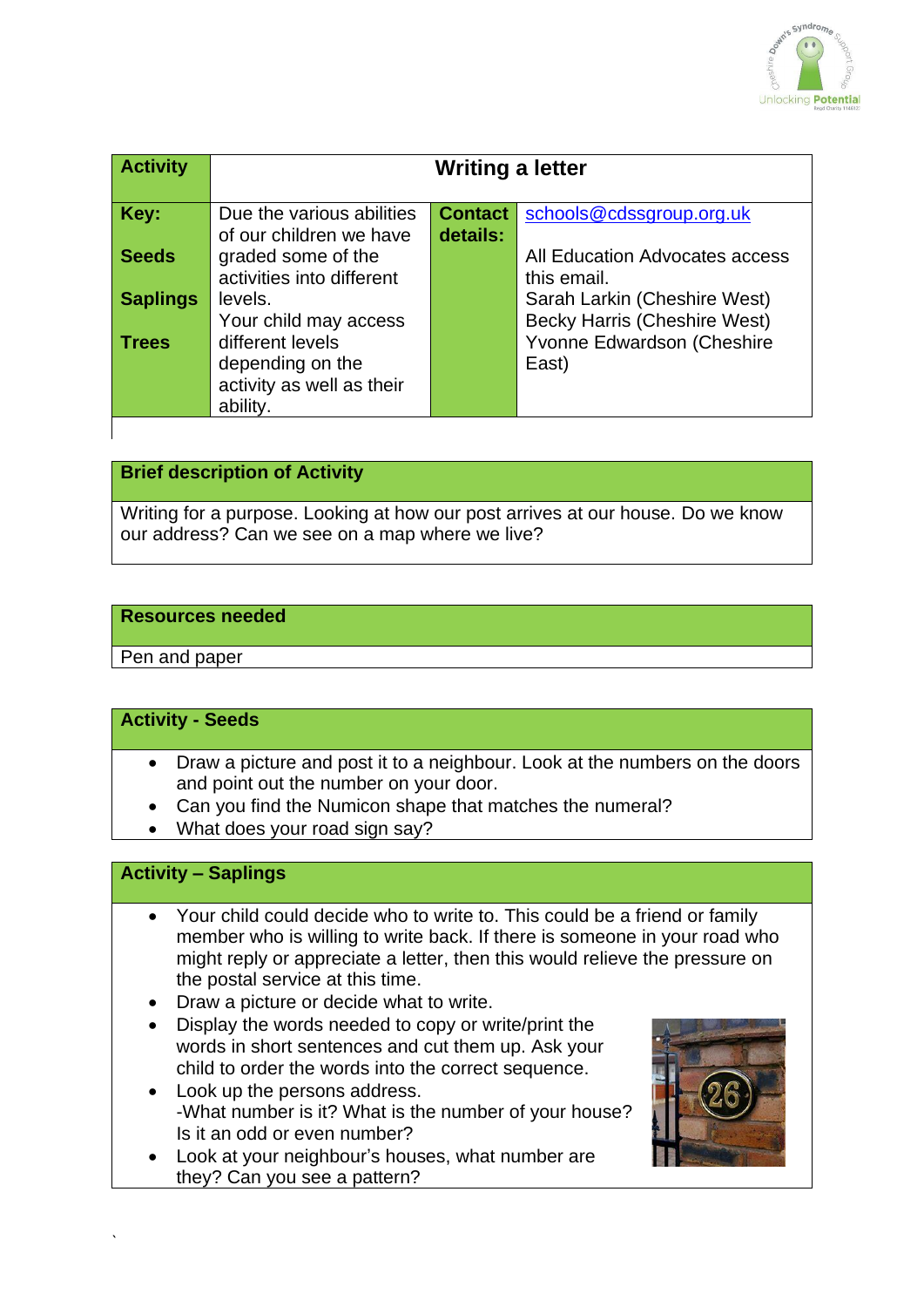| Activity | Writing a letter | | |
|---|---|---|---|
| **Key:**<br><br>**Seeds**<br><br>**Saplings**<br><br>**Trees** | Due the various abilities of our children we have graded some of the activities into different levels.<br>Your child may access different levels depending on the activity as well as their ability. | **Contact details:** | schools@cdssgroup.org.uk<br><br>All Education Advocates access this email.<br>Sarah Larkin (Cheshire West)<br>Becky Harris (Cheshire West)<br>Yvonne Edwardson (Cheshire East) |

| Brief description of Activity |
|---|
| Writing for a purpose. Looking at how our post arrives at our house. Do we know our address? Can we see on a map where we live? |

| Resources needed |
|---|
| Pen and paper |

## Activity - Seeds

- Draw a picture and post it to a neighbour. Look at the numbers on the doors and point out the number on your door.
- Can you find the Numicon shape that matches the numeral?
- What does your road sign say?

## Activity – Saplings

- Your child could decide who to write to. This could be a friend or family member who is willing to write back. If there is someone in your road who might reply or appreciate a letter, then this would relieve the pressure on the postal service at this time.
- Draw a picture or decide what to write.
- Display the words needed to copy or write/print the words in short sentences and cut them up. Ask your child to order the words into the correct sequence.
- Look up the persons address.
  -What number is it? What is the number of your house? Is it an odd or even number?
- Look at your neighbour's houses, what number are they? Can you see a pattern?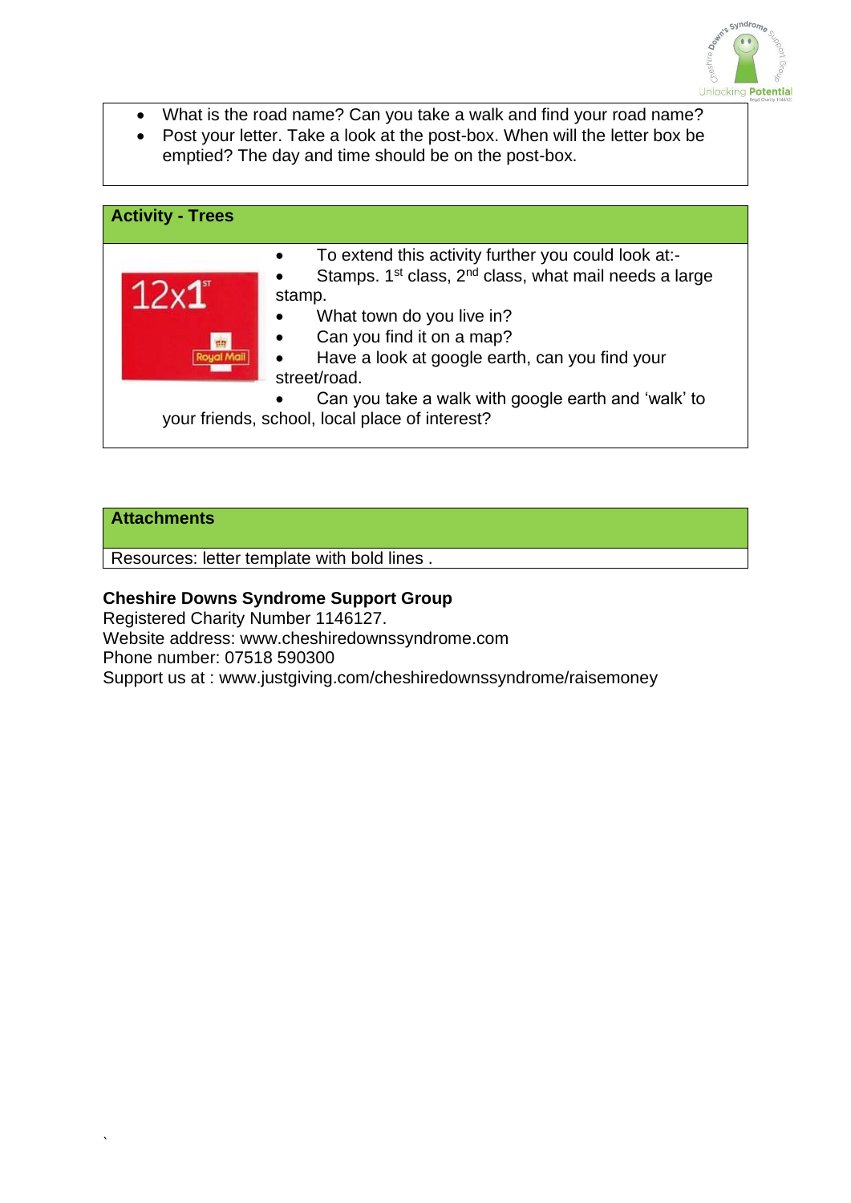- What is the road name? Can you take a walk and find your road name?
- Post your letter. Take a look at the post-box. When will the letter box be emptied? The day and time should be on the post-box.

## Activity - Trees

- To extend this activity further you could look at:-
- Stamps. 1st class, 2nd class, what mail needs a large stamp.
- What town do you live in?
- Can you find it on a map?
- Have a look at google earth, can you find your street/road.
- Can you take a walk with google earth and 'walk' to your friends, school, local place of interest?

## Attachments

Resources: letter template with bold lines .

**Cheshire Downs Syndrome Support Group**
Registered Charity Number 1146127.
Website address: www.cheshiredownssyndrome.com
Phone number: 07518 590300
Support us at : www.justgiving.com/cheshiredownssyndrome/raisemoney